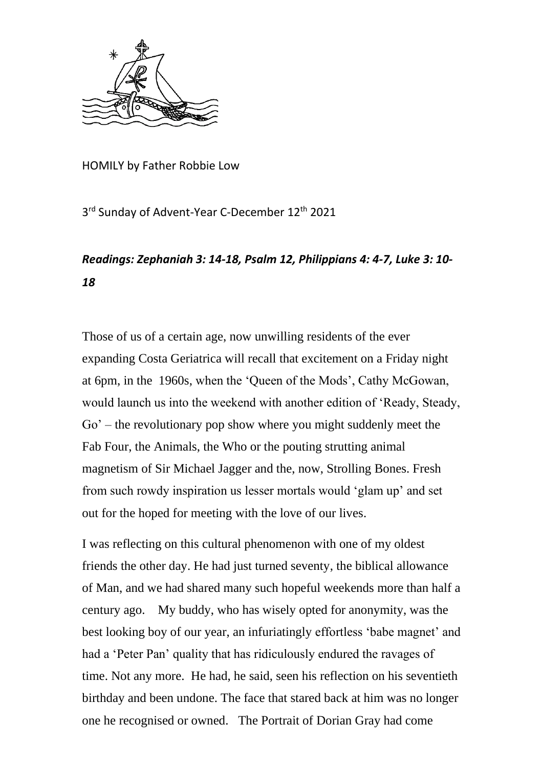HOMILY by Father Robbie Low

3rd Sunday of Advent-Year C-December 12th 2021

***Readings: Zephaniah 3: 14-18, Psalm 12, Philippians 4: 4-7, Luke 3: 10-18***

Those of us of a certain age, now unwilling residents of the ever expanding Costa Geriatrica will recall that excitement on a Friday night at 6pm, in the 1960s, when the 'Queen of the Mods', Cathy McGowan, would launch us into the weekend with another edition of 'Ready, Steady, Go' – the revolutionary pop show where you might suddenly meet the Fab Four, the Animals, the Who or the pouting strutting animal magnetism of Sir Michael Jagger and the, now, Strolling Bones. Fresh from such rowdy inspiration us lesser mortals would 'glam up' and set out for the hoped for meeting with the love of our lives.

I was reflecting on this cultural phenomenon with one of my oldest friends the other day. He had just turned seventy, the biblical allowance of Man, and we had shared many such hopeful weekends more than half a century ago. My buddy, who has wisely opted for anonymity, was the best looking boy of our year, an infuriatingly effortless 'babe magnet' and had a 'Peter Pan' quality that has ridiculously endured the ravages of time. Not any more. He had, he said, seen his reflection on his seventieth birthday and been undone. The face that stared back at him was no longer one he recognised or owned. The Portrait of Dorian Gray had come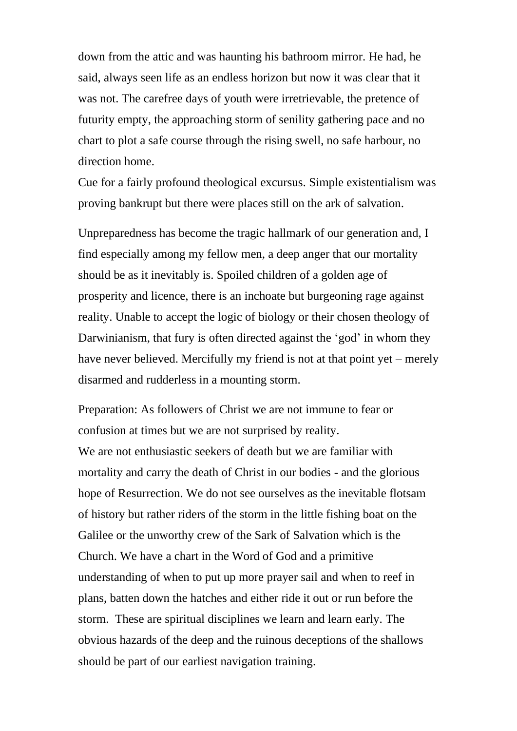down from the attic and was haunting his bathroom mirror. He had, he said, always seen life as an endless horizon but now it was clear that it was not. The carefree days of youth were irretrievable, the pretence of futurity empty, the approaching storm of senility gathering pace and no chart to plot a safe course through the rising swell, no safe harbour, no direction home.
Cue for a fairly profound theological excursus. Simple existentialism was proving bankrupt but there were places still on the ark of salvation.

Unpreparedness has become the tragic hallmark of our generation and, I find especially among my fellow men, a deep anger that our mortality should be as it inevitably is. Spoiled children of a golden age of prosperity and licence, there is an inchoate but burgeoning rage against reality. Unable to accept the logic of biology or their chosen theology of Darwinianism, that fury is often directed against the 'god' in whom they have never believed. Mercifully my friend is not at that point yet – merely disarmed and rudderless in a mounting storm.

Preparation: As followers of Christ we are not immune to fear or confusion at times but we are not surprised by reality.
We are not enthusiastic seekers of death but we are familiar with mortality and carry the death of Christ in our bodies - and the glorious hope of Resurrection. We do not see ourselves as the inevitable flotsam of history but rather riders of the storm in the little fishing boat on the Galilee or the unworthy crew of the Sark of Salvation which is the Church. We have a chart in the Word of God and a primitive understanding of when to put up more prayer sail and when to reef in plans, batten down the hatches and either ride it out or run before the storm. These are spiritual disciplines we learn and learn early. The obvious hazards of the deep and the ruinous deceptions of the shallows should be part of our earliest navigation training.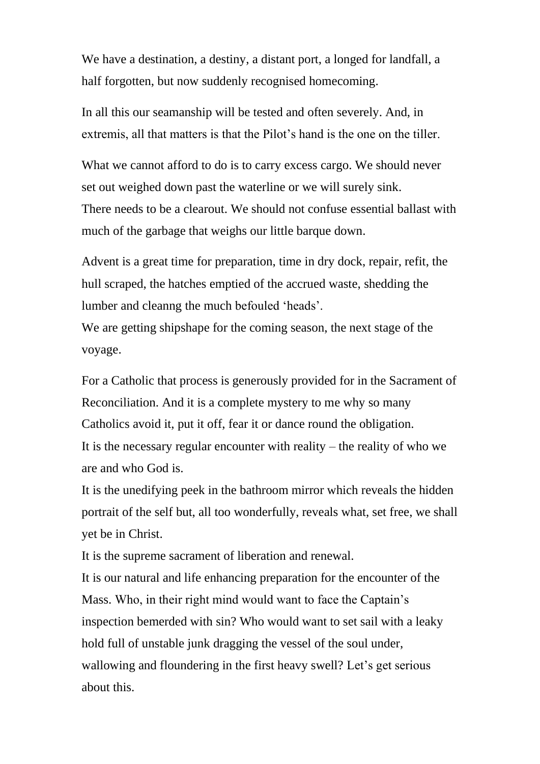We have a destination, a destiny, a distant port, a longed for landfall, a half forgotten, but now suddenly recognised homecoming.

In all this our seamanship will be tested and often severely. And, in extremis, all that matters is that the Pilot's hand is the one on the tiller.

What we cannot afford to do is to carry excess cargo. We should never set out weighed down past the waterline or we will surely sink.
There needs to be a clearout. We should not confuse essential ballast with much of the garbage that weighs our little barque down.

Advent is a great time for preparation, time in dry dock, repair, refit, the hull scraped, the hatches emptied of the accrued waste, shedding the lumber and cleanng the much befouled 'heads'.
We are getting shipshape for the coming season, the next stage of the voyage.

For a Catholic that process is generously provided for in the Sacrament of Reconciliation. And it is a complete mystery to me why so many Catholics avoid it, put it off, fear it or dance round the obligation.
It is the necessary regular encounter with reality – the reality of who we are and who God is.
It is the unedifying peek in the bathroom mirror which reveals the hidden portrait of the self but, all too wonderfully, reveals what, set free, we shall yet be in Christ.
It is the supreme sacrament of liberation and renewal.
It is our natural and life enhancing preparation for the encounter of the Mass. Who, in their right mind would want to face the Captain's inspection bemerded with sin? Who would want to set sail with a leaky hold full of unstable junk dragging the vessel of the soul under, wallowing and floundering in the first heavy swell? Let's get serious about this.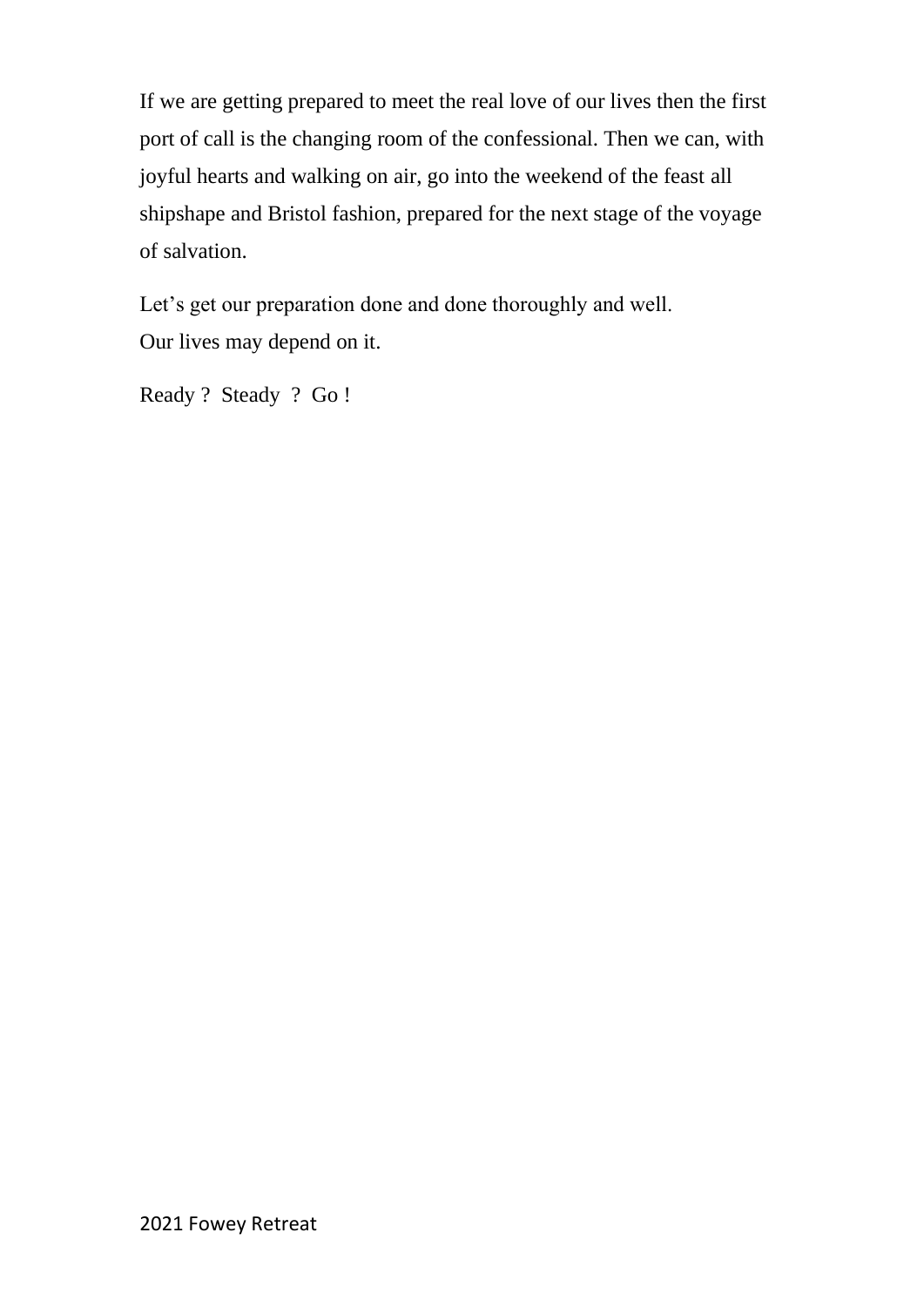If we are getting prepared to meet the real love of our lives then the first port of call is the changing room of the confessional. Then we can, with joyful hearts and walking on air, go into the weekend of the feast all shipshape and Bristol fashion, prepared for the next stage of the voyage of salvation.

Let's get our preparation done and done thoroughly and well.
Our lives may depend on it.

Ready ? Steady ? Go !